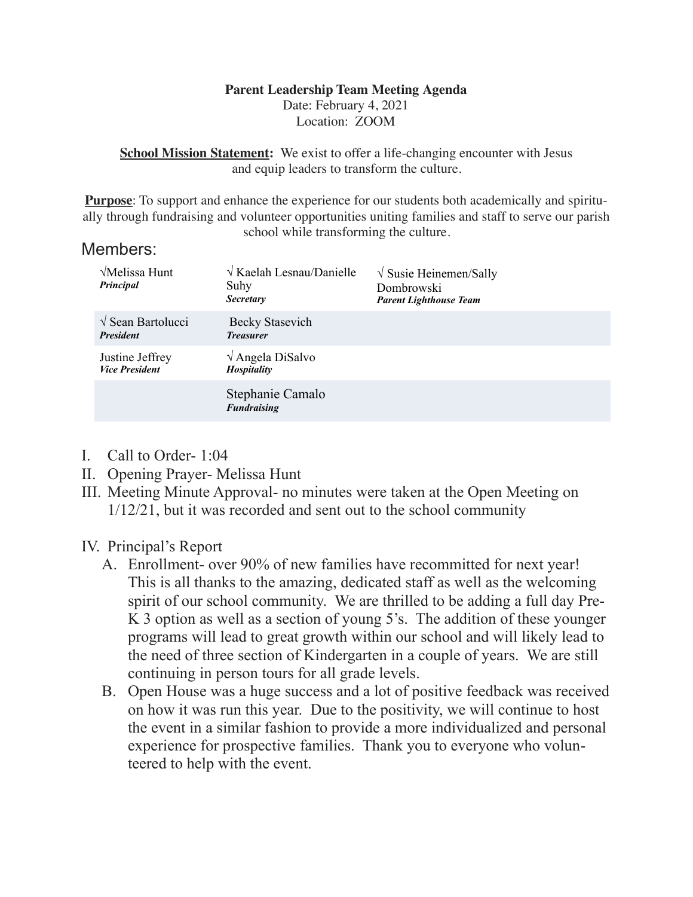**Parent Leadership Team Meeting Agenda**

Date: February 4, 2021

Location: ZOOM

**School Mission Statement:** We exist to offer a life-changing encounter with Jesus and equip leaders to transform the culture.

**Purpose**: To support and enhance the experience for our students both academically and spiritually through fundraising and volunteer opportunities uniting families and staff to serve our parish school while transforming the culture.

## Members:

| | | |
|---|---|---|
| √Melissa Hunt ***Principal*** | √ Kaelah Lesnau/Danielle Suhy ***Secretary*** | √ Susie Heinemen/Sally Dombrowski ***Parent Lighthouse Team*** |
| √ Sean Bartolucci ***President*** | Becky Stasevich ***Treasurer*** | |
| Justine Jeffrey ***Vice President*** | √ Angela DiSalvo ***Hospitality*** | |
| | Stephanie Camalo ***Fundraising*** | |

I. Call to Order- 1:04

II. Opening Prayer- Melissa Hunt

III. Meeting Minute Approval- no minutes were taken at the Open Meeting on 1/12/21, but it was recorded and sent out to the school community

IV. Principal's Report

   A. Enrollment- over 90% of new families have recommitted for next year! This is all thanks to the amazing, dedicated staff as well as the welcoming spirit of our school community. We are thrilled to be adding a full day Pre-K 3 option as well as a section of young 5's. The addition of these younger programs will lead to great growth within our school and will likely lead to the need of three section of Kindergarten in a couple of years. We are still continuing in person tours for all grade levels.

   B. Open House was a huge success and a lot of positive feedback was received on how it was run this year. Due to the positivity, we will continue to host the event in a similar fashion to provide a more individualized and personal experience for prospective families. Thank you to everyone who volunteered to help with the event.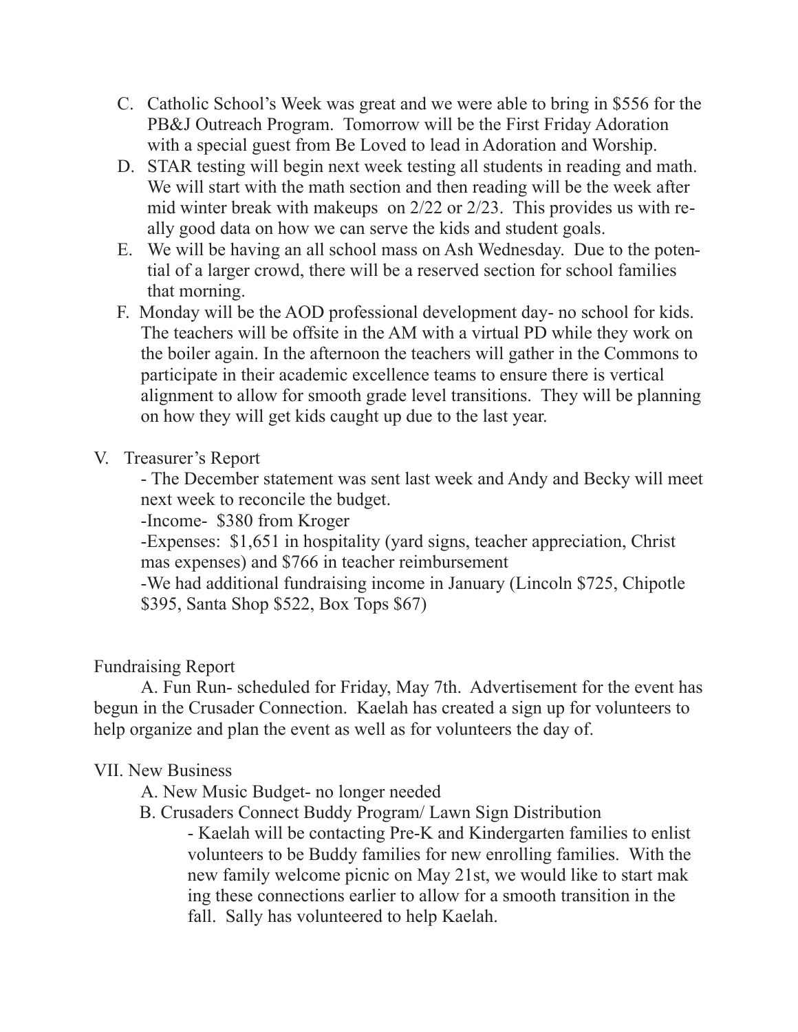C. Catholic School's Week was great and we were able to bring in $556 for the PB&J Outreach Program. Tomorrow will be the First Friday Adoration with a special guest from Be Loved to lead in Adoration and Worship.

D. STAR testing will begin next week testing all students in reading and math. We will start with the math section and then reading will be the week after mid winter break with makeups on 2/22 or 2/23. This provides us with really good data on how we can serve the kids and student goals.

E. We will be having an all school mass on Ash Wednesday. Due to the potential of a larger crowd, there will be a reserved section for school families that morning.

F. Monday will be the AOD professional development day- no school for kids. The teachers will be offsite in the AM with a virtual PD while they work on the boiler again. In the afternoon the teachers will gather in the Commons to participate in their academic excellence teams to ensure there is vertical alignment to allow for smooth grade level transitions. They will be planning on how they will get kids caught up due to the last year.

V. Treasurer's Report

- The December statement was sent last week and Andy and Becky will meet next week to reconcile the budget.
- Income- $380 from Kroger
- Expenses: $1,651 in hospitality (yard signs, teacher appreciation, Christmas expenses) and $766 in teacher reimbursement
- We had additional fundraising income in January (Lincoln $725, Chipotle $395, Santa Shop $522, Box Tops $67)

Fundraising Report

A. Fun Run- scheduled for Friday, May 7th. Advertisement for the event has begun in the Crusader Connection. Kaelah has created a sign up for volunteers to help organize and plan the event as well as for volunteers the day of.

VII. New Business

A. New Music Budget- no longer needed

B. Crusaders Connect Buddy Program/ Lawn Sign Distribution

- Kaelah will be contacting Pre-K and Kindergarten families to enlist volunteers to be Buddy families for new enrolling families. With the new family welcome picnic on May 21st, we would like to start making these connections earlier to allow for a smooth transition in the fall. Sally has volunteered to help Kaelah.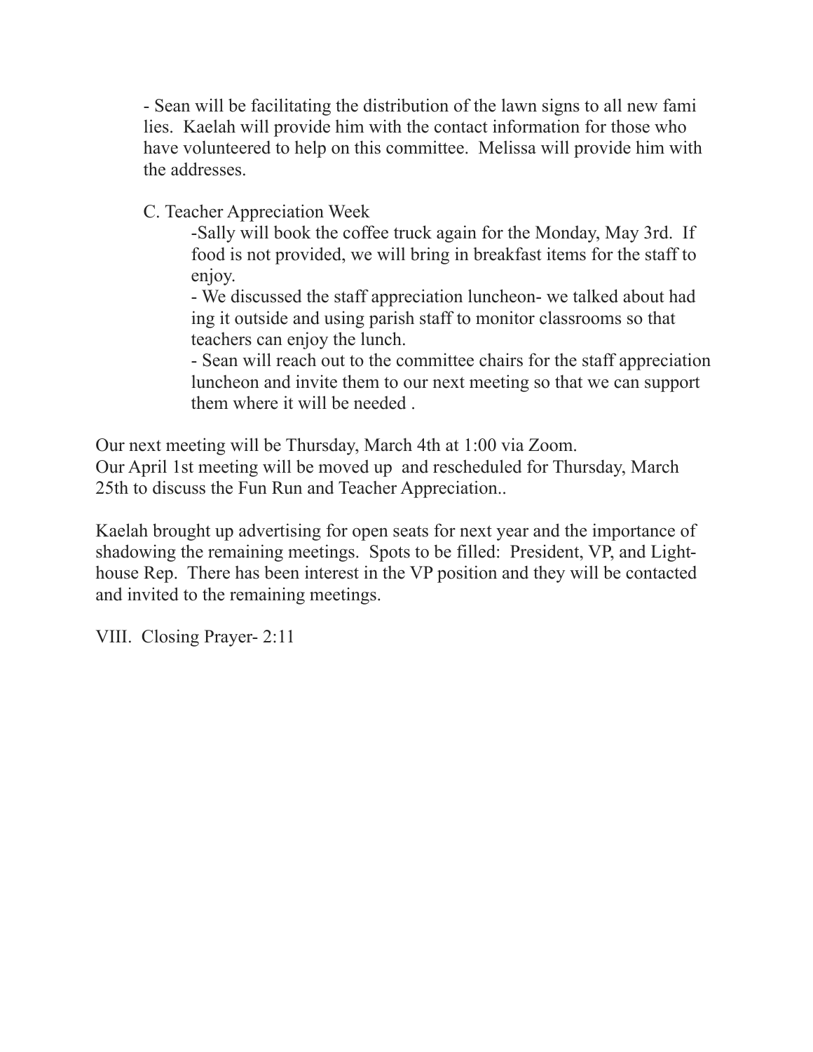- Sean will be facilitating the distribution of the lawn signs to all new families. Kaelah will provide him with the contact information for those who have volunteered to help on this committee. Melissa will provide him with the addresses.

C. Teacher Appreciation Week

- Sally will book the coffee truck again for the Monday, May 3rd. If food is not provided, we will bring in breakfast items for the staff to enjoy.
- We discussed the staff appreciation luncheon- we talked about having it outside and using parish staff to monitor classrooms so that teachers can enjoy the lunch.
- Sean will reach out to the committee chairs for the staff appreciation luncheon and invite them to our next meeting so that we can support them where it will be needed .

Our next meeting will be Thursday, March 4th at 1:00 via Zoom.
Our April 1st meeting will be moved up and rescheduled for Thursday, March 25th to discuss the Fun Run and Teacher Appreciation..

Kaelah brought up advertising for open seats for next year and the importance of shadowing the remaining meetings. Spots to be filled: President, VP, and Lighthouse Rep. There has been interest in the VP position and they will be contacted and invited to the remaining meetings.

VIII. Closing Prayer- 2:11